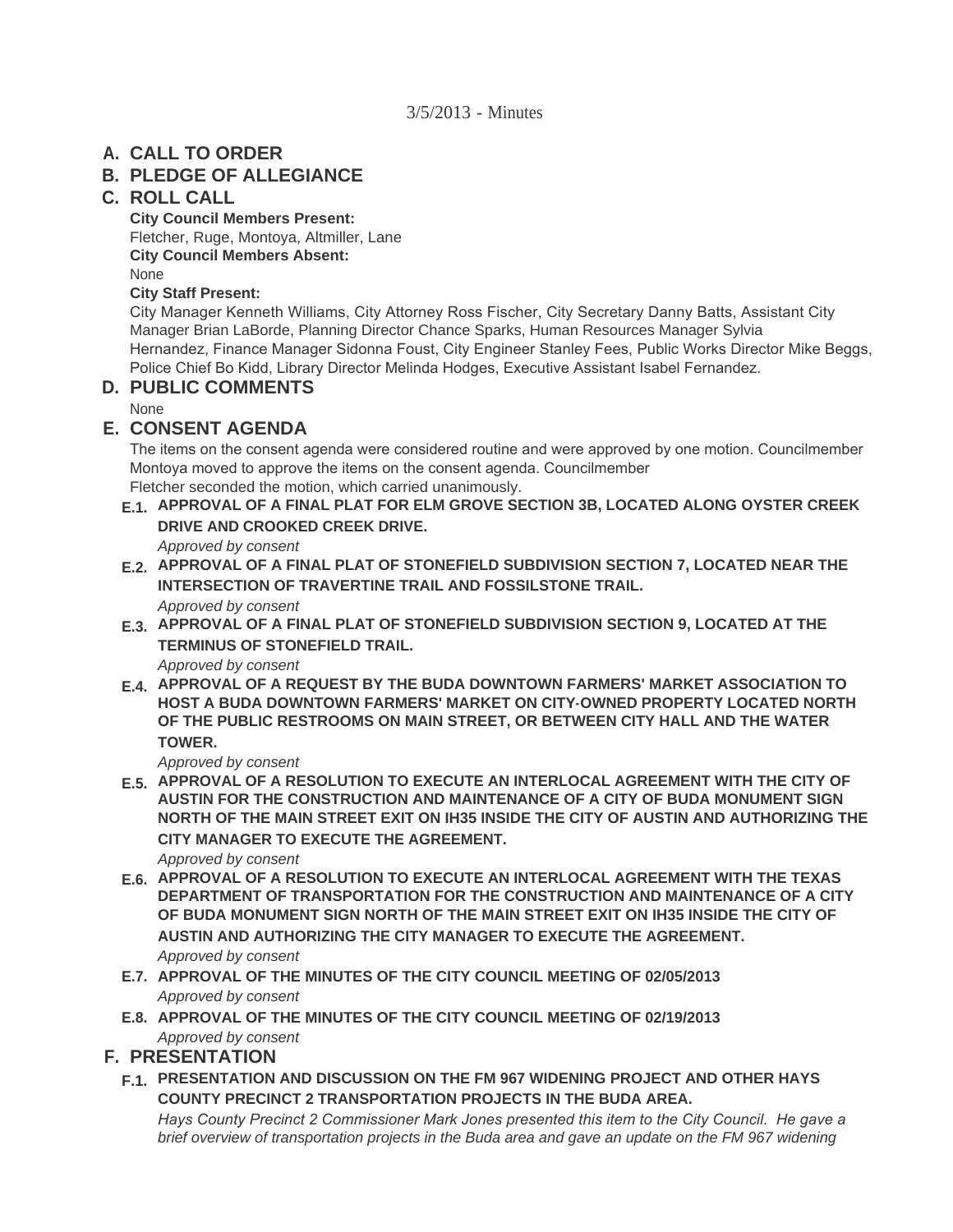3/5/2013 - Minutes

## A. CALL TO ORDER

## B. PLEDGE OF ALLEGIANCE

## C. ROLL CALL

**City Council Members Present:**
Fletcher, Ruge, Montoya, Altmiller, Lane

**City Council Members Absent:**
None

**City Staff Present:**
City Manager Kenneth Williams, City Attorney Ross Fischer, City Secretary Danny Batts, Assistant City Manager Brian LaBorde, Planning Director Chance Sparks, Human Resources Manager Sylvia Hernandez, Finance Manager Sidonna Foust, City Engineer Stanley Fees, Public Works Director Mike Beggs, Police Chief Bo Kidd, Library Director Melinda Hodges, Executive Assistant Isabel Fernandez.

## D. PUBLIC COMMENTS

None

## E. CONSENT AGENDA

The items on the consent agenda were considered routine and were approved by one motion. Councilmember Montoya moved to approve the items on the consent agenda. Councilmember Fletcher seconded the motion, which carried unanimously.

### E.1. APPROVAL OF A FINAL PLAT FOR ELM GROVE SECTION 3B, LOCATED ALONG OYSTER CREEK DRIVE AND CROOKED CREEK DRIVE.

*Approved by consent*

### E.2. APPROVAL OF A FINAL PLAT OF STONEFIELD SUBDIVISION SECTION 7, LOCATED NEAR THE INTERSECTION OF TRAVERTINE TRAIL AND FOSSILSTONE TRAIL.

*Approved by consent*

### E.3. APPROVAL OF A FINAL PLAT OF STONEFIELD SUBDIVISION SECTION 9, LOCATED AT THE TERMINUS OF STONEFIELD TRAIL.

*Approved by consent*

### E.4. APPROVAL OF A REQUEST BY THE BUDA DOWNTOWN FARMERS' MARKET ASSOCIATION TO HOST A BUDA DOWNTOWN FARMERS' MARKET ON CITY-OWNED PROPERTY LOCATED NORTH OF THE PUBLIC RESTROOMS ON MAIN STREET, OR BETWEEN CITY HALL AND THE WATER TOWER.

*Approved by consent*

### E.5. APPROVAL OF A RESOLUTION TO EXECUTE AN INTERLOCAL AGREEMENT WITH THE CITY OF AUSTIN FOR THE CONSTRUCTION AND MAINTENANCE OF A CITY OF BUDA MONUMENT SIGN NORTH OF THE MAIN STREET EXIT ON IH35 INSIDE THE CITY OF AUSTIN AND AUTHORIZING THE CITY MANAGER TO EXECUTE THE AGREEMENT.

*Approved by consent*

### E.6. APPROVAL OF A RESOLUTION TO EXECUTE AN INTERLOCAL AGREEMENT WITH THE TEXAS DEPARTMENT OF TRANSPORTATION FOR THE CONSTRUCTION AND MAINTENANCE OF A CITY OF BUDA MONUMENT SIGN NORTH OF THE MAIN STREET EXIT ON IH35 INSIDE THE CITY OF AUSTIN AND AUTHORIZING THE CITY MANAGER TO EXECUTE THE AGREEMENT.

*Approved by consent*

### E.7. APPROVAL OF THE MINUTES OF THE CITY COUNCIL MEETING OF 02/05/2013

*Approved by consent*

### E.8. APPROVAL OF THE MINUTES OF THE CITY COUNCIL MEETING OF 02/19/2013

*Approved by consent*

## F. PRESENTATION

### F.1. PRESENTATION AND DISCUSSION ON THE FM 967 WIDENING PROJECT AND OTHER HAYS COUNTY PRECINCT 2 TRANSPORTATION PROJECTS IN THE BUDA AREA.

*Hays County Precinct 2 Commissioner Mark Jones presented this item to the City Council. He gave a brief overview of transportation projects in the Buda area and gave an update on the FM 967 widening*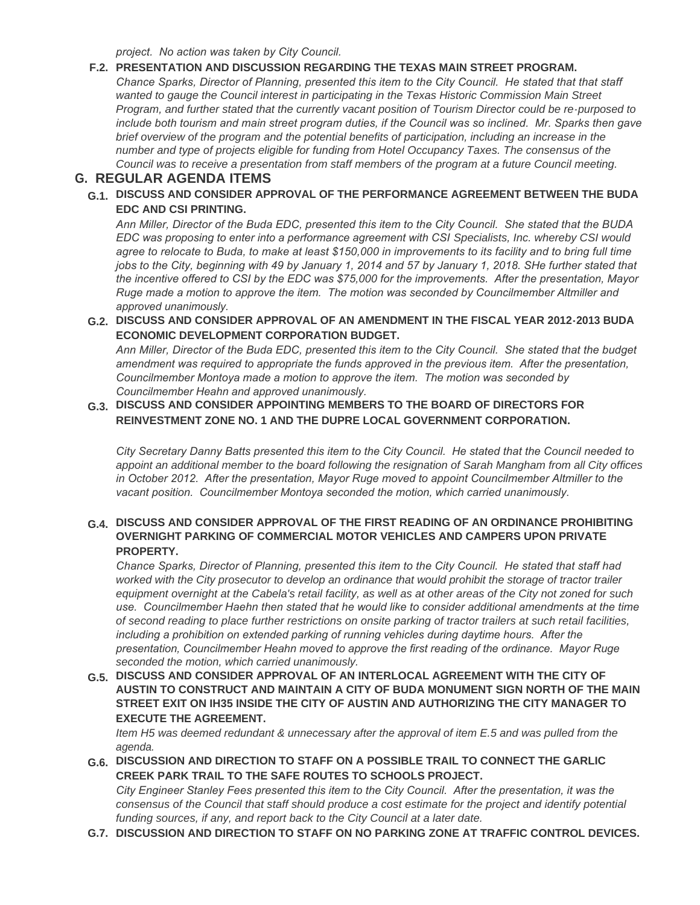*project. No action was taken by City Council.*

**F.2. PRESENTATION AND DISCUSSION REGARDING THE TEXAS MAIN STREET PROGRAM.**

*Chance Sparks, Director of Planning, presented this item to the City Council. He stated that that staff wanted to gauge the Council interest in participating in the Texas Historic Commission Main Street Program, and further stated that the currently vacant position of Tourism Director could be re-purposed to include both tourism and main street program duties, if the Council was so inclined. Mr. Sparks then gave brief overview of the program and the potential benefits of participation, including an increase in the number and type of projects eligible for funding from Hotel Occupancy Taxes. The consensus of the Council was to receive a presentation from staff members of the program at a future Council meeting.*

## G. REGULAR AGENDA ITEMS

**G.1. DISCUSS AND CONSIDER APPROVAL OF THE PERFORMANCE AGREEMENT BETWEEN THE BUDA EDC AND CSI PRINTING.**

*Ann Miller, Director of the Buda EDC, presented this item to the City Council. She stated that the BUDA EDC was proposing to enter into a performance agreement with CSI Specialists, Inc. whereby CSI would agree to relocate to Buda, to make at least $150,000 in improvements to its facility and to bring full time jobs to the City, beginning with 49 by January 1, 2014 and 57 by January 1, 2018. SHe further stated that the incentive offered to CSI by the EDC was $75,000 for the improvements. After the presentation, Mayor Ruge made a motion to approve the item. The motion was seconded by Councilmember Altmiller and approved unanimously.*

**G.2. DISCUSS AND CONSIDER APPROVAL OF AN AMENDMENT IN THE FISCAL YEAR 2012-2013 BUDA ECONOMIC DEVELOPMENT CORPORATION BUDGET.**

*Ann Miller, Director of the Buda EDC, presented this item to the City Council. She stated that the budget amendment was required to appropriate the funds approved in the previous item. After the presentation, Councilmember Montoya made a motion to approve the item. The motion was seconded by Councilmember Heahn and approved unanimously.*

**G.3. DISCUSS AND CONSIDER APPOINTING MEMBERS TO THE BOARD OF DIRECTORS FOR REINVESTMENT ZONE NO. 1 AND THE DUPRE LOCAL GOVERNMENT CORPORATION.**

*City Secretary Danny Batts presented this item to the City Council. He stated that the Council needed to appoint an additional member to the board following the resignation of Sarah Mangham from all City offices in October 2012. After the presentation, Mayor Ruge moved to appoint Councilmember Altmiller to the vacant position. Councilmember Montoya seconded the motion, which carried unanimously.*

**G.4. DISCUSS AND CONSIDER APPROVAL OF THE FIRST READING OF AN ORDINANCE PROHIBITING OVERNIGHT PARKING OF COMMERCIAL MOTOR VEHICLES AND CAMPERS UPON PRIVATE PROPERTY.**

*Chance Sparks, Director of Planning, presented this item to the City Council. He stated that staff had worked with the City prosecutor to develop an ordinance that would prohibit the storage of tractor trailer equipment overnight at the Cabela's retail facility, as well as at other areas of the City not zoned for such use. Councilmember Haehn then stated that he would like to consider additional amendments at the time of second reading to place further restrictions on onsite parking of tractor trailers at such retail facilities, including a prohibition on extended parking of running vehicles during daytime hours. After the presentation, Councilmember Heahn moved to approve the first reading of the ordinance. Mayor Ruge seconded the motion, which carried unanimously.*

**G.5. DISCUSS AND CONSIDER APPROVAL OF AN INTERLOCAL AGREEMENT WITH THE CITY OF AUSTIN TO CONSTRUCT AND MAINTAIN A CITY OF BUDA MONUMENT SIGN NORTH OF THE MAIN STREET EXIT ON IH35 INSIDE THE CITY OF AUSTIN AND AUTHORIZING THE CITY MANAGER TO EXECUTE THE AGREEMENT.**

*Item H5 was deemed redundant & unnecessary after the approval of item E.5 and was pulled from the agenda.*

**G.6. DISCUSSION AND DIRECTION TO STAFF ON A POSSIBLE TRAIL TO CONNECT THE GARLIC CREEK PARK TRAIL TO THE SAFE ROUTES TO SCHOOLS PROJECT.**

*City Engineer Stanley Fees presented this item to the City Council. After the presentation, it was the consensus of the Council that staff should produce a cost estimate for the project and identify potential funding sources, if any, and report back to the City Council at a later date.*

**G.7. DISCUSSION AND DIRECTION TO STAFF ON NO PARKING ZONE AT TRAFFIC CONTROL DEVICES.**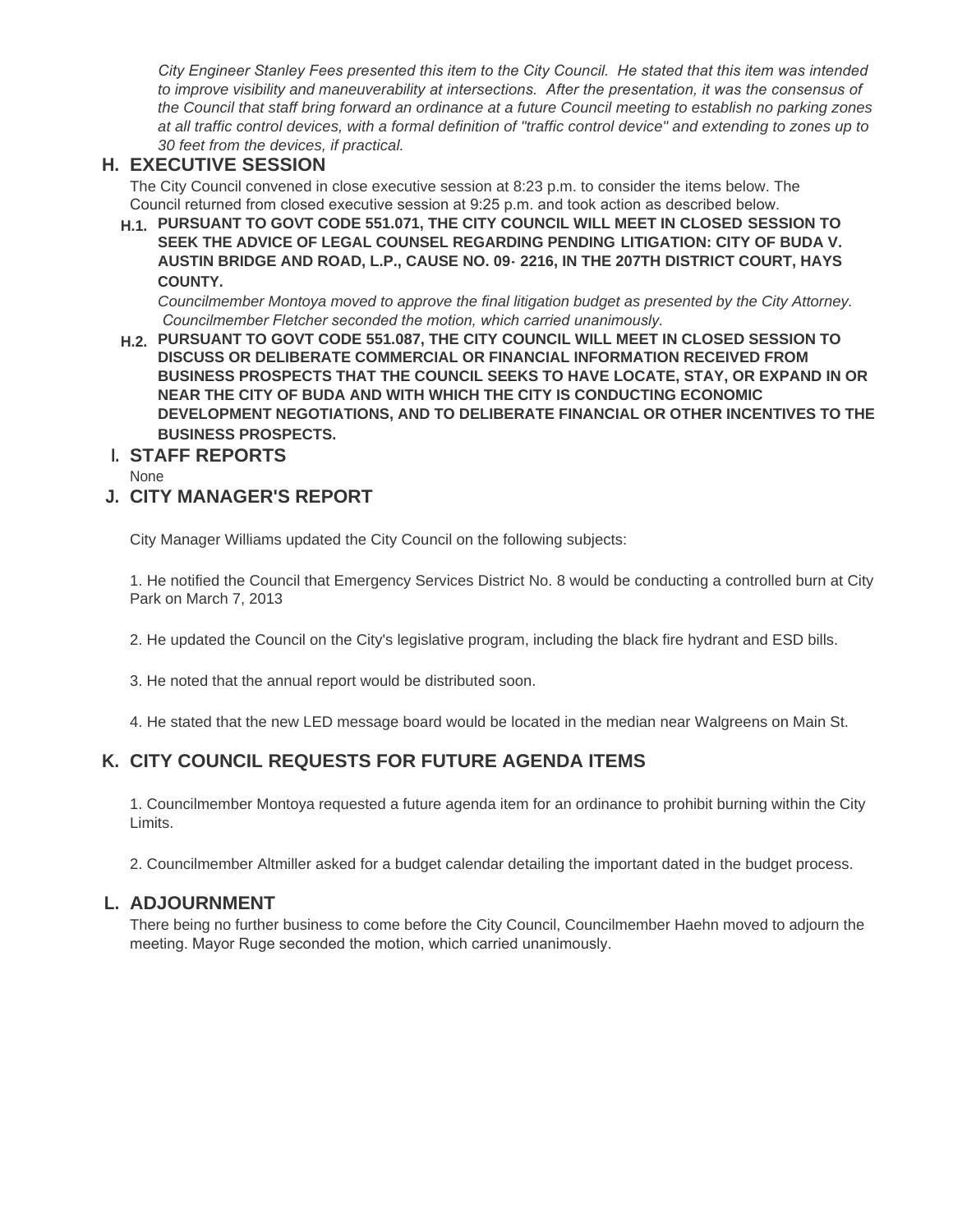*City Engineer Stanley Fees presented this item to the City Council. He stated that this item was intended to improve visibility and maneuverability at intersections. After the presentation, it was the consensus of the Council that staff bring forward an ordinance at a future Council meeting to establish no parking zones at all traffic control devices, with a formal definition of "traffic control device" and extending to zones up to 30 feet from the devices, if practical.*

## H. EXECUTIVE SESSION

The City Council convened in close executive session at 8:23 p.m. to consider the items below. The Council returned from closed executive session at 9:25 p.m. and took action as described below.

### H.1. PURSUANT TO GOVT CODE 551.071, THE CITY COUNCIL WILL MEET IN CLOSED SESSION TO SEEK THE ADVICE OF LEGAL COUNSEL REGARDING PENDING LITIGATION: CITY OF BUDA V. AUSTIN BRIDGE AND ROAD, L.P., CAUSE NO. 09- 2216, IN THE 207TH DISTRICT COURT, HAYS COUNTY.

*Councilmember Montoya moved to approve the final litigation budget as presented by the City Attorney. Councilmember Fletcher seconded the motion, which carried unanimously.*

### H.2. PURSUANT TO GOVT CODE 551.087, THE CITY COUNCIL WILL MEET IN CLOSED SESSION TO DISCUSS OR DELIBERATE COMMERCIAL OR FINANCIAL INFORMATION RECEIVED FROM BUSINESS PROSPECTS THAT THE COUNCIL SEEKS TO HAVE LOCATE, STAY, OR EXPAND IN OR NEAR THE CITY OF BUDA AND WITH WHICH THE CITY IS CONDUCTING ECONOMIC DEVELOPMENT NEGOTIATIONS, AND TO DELIBERATE FINANCIAL OR OTHER INCENTIVES TO THE BUSINESS PROSPECTS.

## I. STAFF REPORTS

None

## J. CITY MANAGER'S REPORT

City Manager Williams updated the City Council on the following subjects:

1. He notified the Council that Emergency Services District No. 8 would be conducting a controlled burn at City Park on March 7, 2013

2. He updated the Council on the City's legislative program, including the black fire hydrant and ESD bills.

3. He noted that the annual report would be distributed soon.

4. He stated that the new LED message board would be located in the median near Walgreens on Main St.

## K. CITY COUNCIL REQUESTS FOR FUTURE AGENDA ITEMS

1. Councilmember Montoya requested a future agenda item for an ordinance to prohibit burning within the City Limits.

2. Councilmember Altmiller asked for a budget calendar detailing the important dated in the budget process.

## L. ADJOURNMENT

There being no further business to come before the City Council, Councilmember Haehn moved to adjourn the meeting. Mayor Ruge seconded the motion, which carried unanimously.